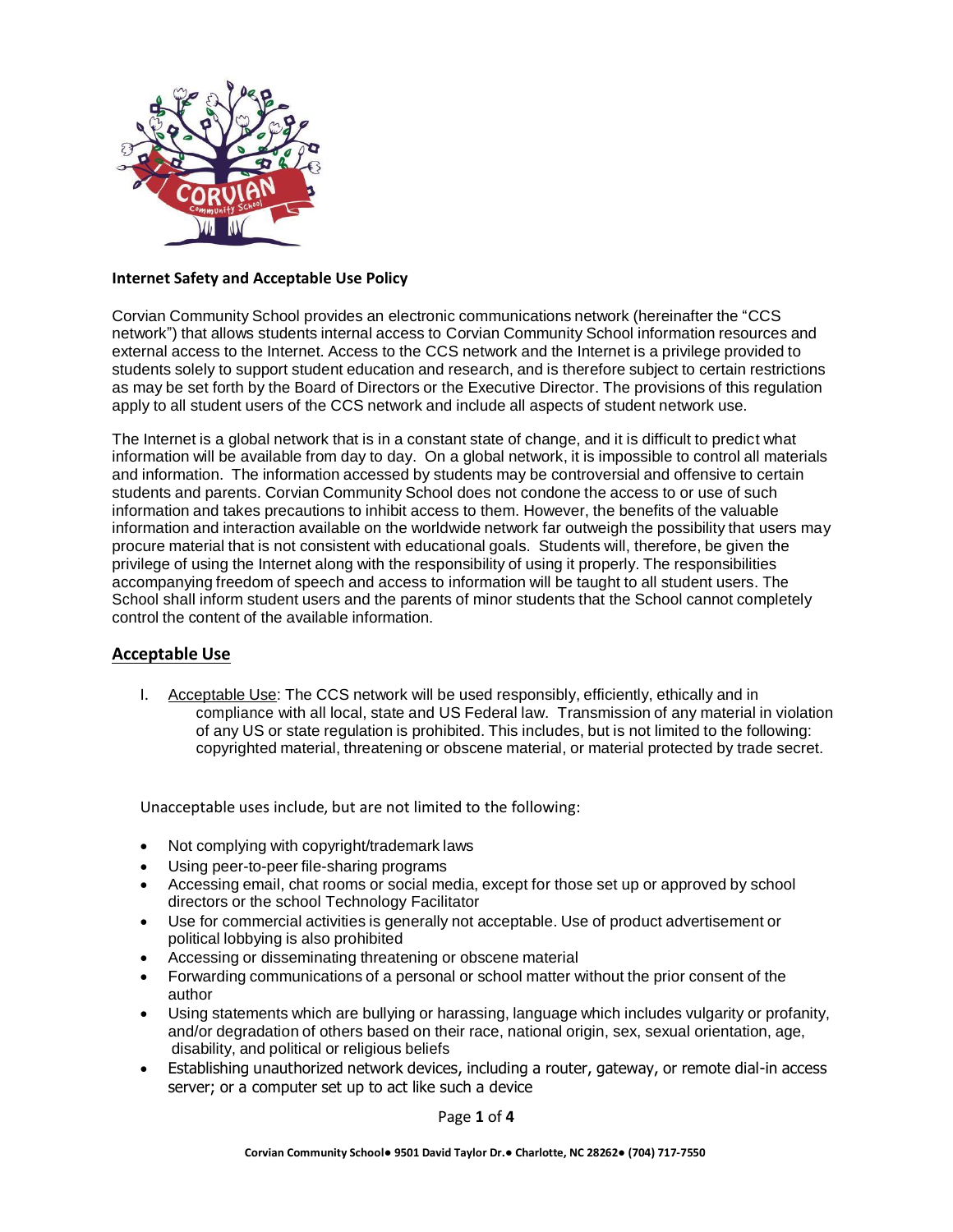**Internet Safety and Acceptable Use Policy**

Corvian Community School provides an electronic communications network (hereinafter the "CCS network") that allows students internal access to Corvian Community School information resources and external access to the Internet. Access to the CCS network and the Internet is a privilege provided to students solely to support student education and research, and is therefore subject to certain restrictions as may be set forth by the Board of Directors or the Executive Director. The provisions of this regulation apply to all student users of the CCS network and include all aspects of student network use.

The Internet is a global network that is in a constant state of change, and it is difficult to predict what information will be available from day to day. On a global network, it is impossible to control all materials and information. The information accessed by students may be controversial and offensive to certain students and parents. Corvian Community School does not condone the access to or use of such information and takes precautions to inhibit access to them. However, the benefits of the valuable information and interaction available on the worldwide network far outweigh the possibility that users may procure material that is not consistent with educational goals. Students will, therefore, be given the privilege of using the Internet along with the responsibility of using it properly. The responsibilities accompanying freedom of speech and access to information will be taught to all student users. The School shall inform student users and the parents of minor students that the School cannot completely control the content of the available information.

## Acceptable Use

I. Acceptable Use: The CCS network will be used responsibly, efficiently, ethically and in compliance with all local, state and US Federal law. Transmission of any material in violation of any US or state regulation is prohibited. This includes, but is not limited to the following: copyrighted material, threatening or obscene material, or material protected by trade secret.

Unacceptable uses include, but are not limited to the following:

- Not complying with copyright/trademark laws
- Using peer-to-peer file-sharing programs
- Accessing email, chat rooms or social media, except for those set up or approved by school directors or the school Technology Facilitator
- Use for commercial activities is generally not acceptable. Use of product advertisement or political lobbying is also prohibited
- Accessing or disseminating threatening or obscene material
- Forwarding communications of a personal or school matter without the prior consent of the author
- Using statements which are bullying or harassing, language which includes vulgarity or profanity, and/or degradation of others based on their race, national origin, sex, sexual orientation, age, disability, and political or religious beliefs
- Establishing unauthorized network devices, including a router, gateway, or remote dial-in access server; or a computer set up to act like such a device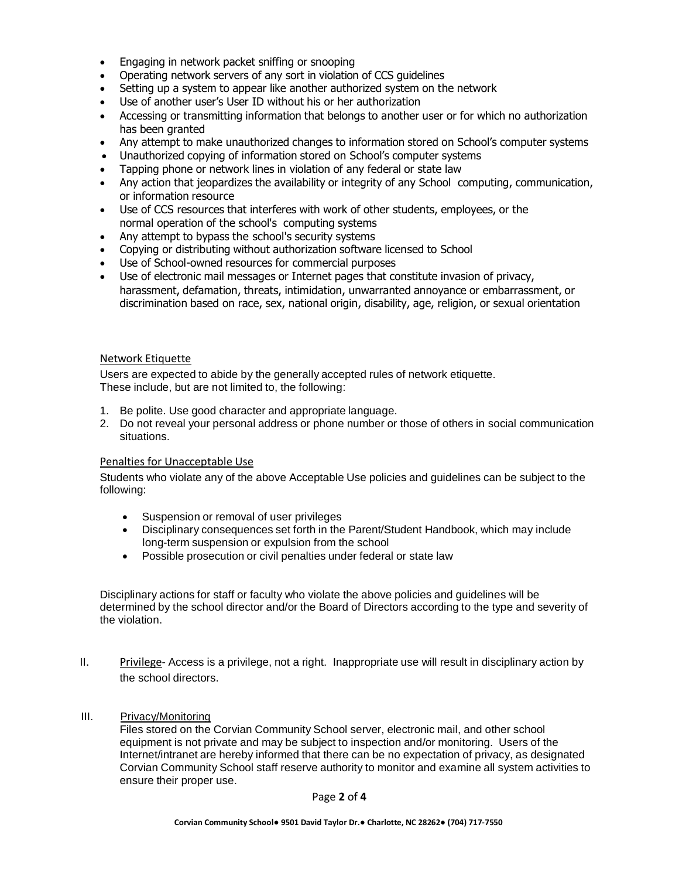- Engaging in network packet sniffing or snooping
- Operating network servers of any sort in violation of CCS guidelines
- Setting up a system to appear like another authorized system on the network
- Use of another user's User ID without his or her authorization
- Accessing or transmitting information that belongs to another user or for which no authorization has been granted
- Any attempt to make unauthorized changes to information stored on School's computer systems
- Unauthorized copying of information stored on School's computer systems
- Tapping phone or network lines in violation of any federal or state law
- Any action that jeopardizes the availability or integrity of any School computing, communication, or information resource
- Use of CCS resources that interferes with work of other students, employees, or the normal operation of the school's computing systems
- Any attempt to bypass the school's security systems
- Copying or distributing without authorization software licensed to School
- Use of School-owned resources for commercial purposes
- Use of electronic mail messages or Internet pages that constitute invasion of privacy, harassment, defamation, threats, intimidation, unwarranted annoyance or embarrassment, or discrimination based on race, sex, national origin, disability, age, religion, or sexual orientation

Network Etiquette

Users are expected to abide by the generally accepted rules of network etiquette. These include, but are not limited to, the following:

1. Be polite. Use good character and appropriate language.
2. Do not reveal your personal address or phone number or those of others in social communication situations.

Penalties for Unacceptable Use

Students who violate any of the above Acceptable Use policies and guidelines can be subject to the following:

- Suspension or removal of user privileges
- Disciplinary consequences set forth in the Parent/Student Handbook, which may include long-term suspension or expulsion from the school
- Possible prosecution or civil penalties under federal or state law

Disciplinary actions for staff or faculty who violate the above policies and guidelines will be determined by the school director and/or the Board of Directors according to the type and severity of the violation.

II. Privilege- Access is a privilege, not a right. Inappropriate use will result in disciplinary action by the school directors.

III. Privacy/Monitoring

Files stored on the Corvian Community School server, electronic mail, and other school equipment is not private and may be subject to inspection and/or monitoring. Users of the Internet/intranet are hereby informed that there can be no expectation of privacy, as designated Corvian Community School staff reserve authority to monitor and examine all system activities to ensure their proper use.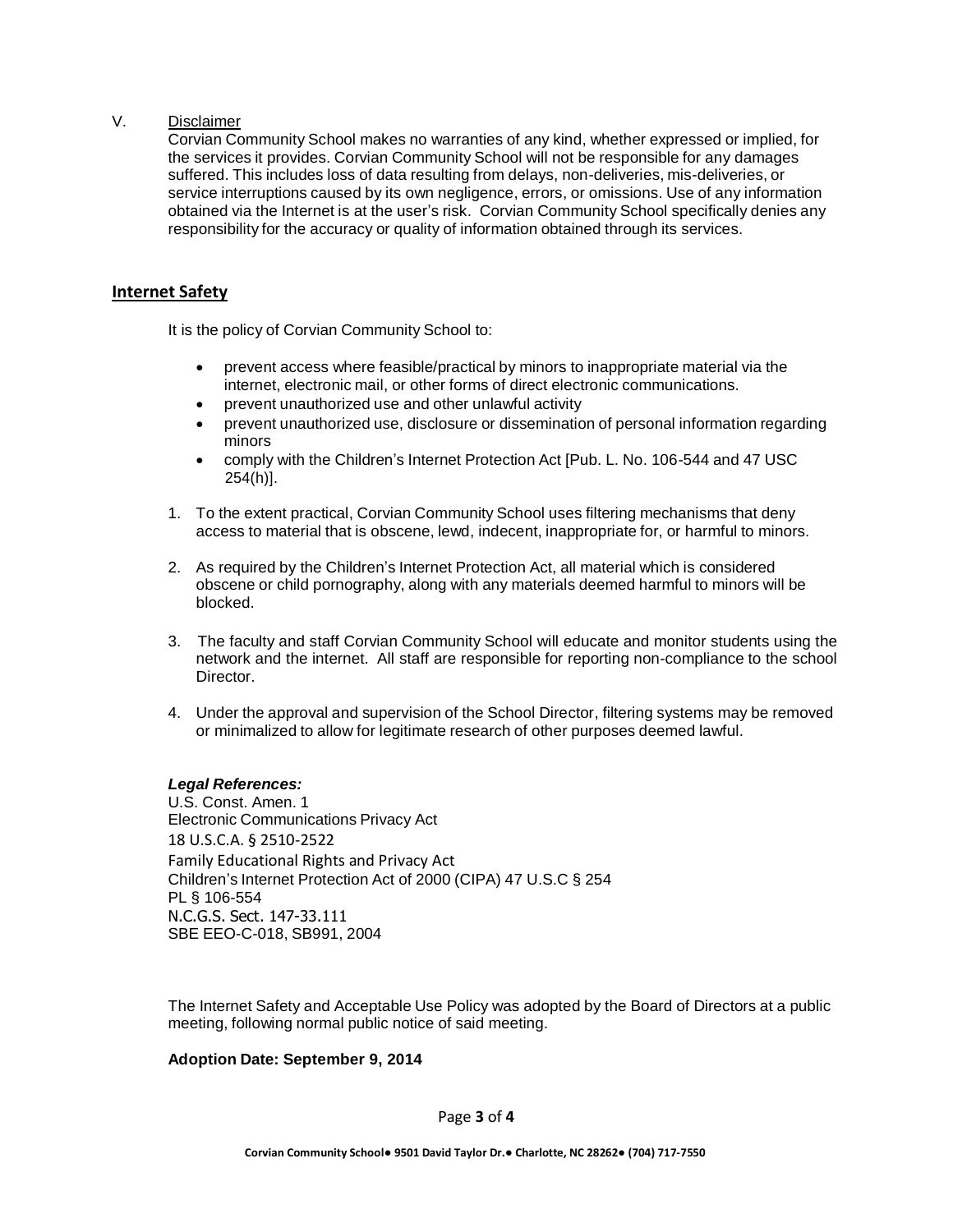V. Disclaimer

Corvian Community School makes no warranties of any kind, whether expressed or implied, for the services it provides. Corvian Community School will not be responsible for any damages suffered. This includes loss of data resulting from delays, non-deliveries, mis-deliveries, or service interruptions caused by its own negligence, errors, or omissions. Use of any information obtained via the Internet is at the user's risk. Corvian Community School specifically denies any responsibility for the accuracy or quality of information obtained through its services.

## Internet Safety

It is the policy of Corvian Community School to:

- prevent access where feasible/practical by minors to inappropriate material via the internet, electronic mail, or other forms of direct electronic communications.
- prevent unauthorized use and other unlawful activity
- prevent unauthorized use, disclosure or dissemination of personal information regarding minors
- comply with the Children's Internet Protection Act [Pub. L. No. 106-544 and 47 USC 254(h)].

1. To the extent practical, Corvian Community School uses filtering mechanisms that deny access to material that is obscene, lewd, indecent, inappropriate for, or harmful to minors.

2. As required by the Children's Internet Protection Act, all material which is considered obscene or child pornography, along with any materials deemed harmful to minors will be blocked.

3. The faculty and staff Corvian Community School will educate and monitor students using the network and the internet. All staff are responsible for reporting non-compliance to the school Director.

4. Under the approval and supervision of the School Director, filtering systems may be removed or minimalized to allow for legitimate research of other purposes deemed lawful.

***Legal References:***

U.S. Const. Amen. 1
Electronic Communications Privacy Act
18 U.S.C.A. § 2510-2522
Family Educational Rights and Privacy Act
Children's Internet Protection Act of 2000 (CIPA) 47 U.S.C § 254
PL § 106-554
N.C.G.S. Sect. 147-33.111
SBE EEO-C-018, SB991, 2004

The Internet Safety and Acceptable Use Policy was adopted by the Board of Directors at a public meeting, following normal public notice of said meeting.

**Adoption Date: September 9, 2014**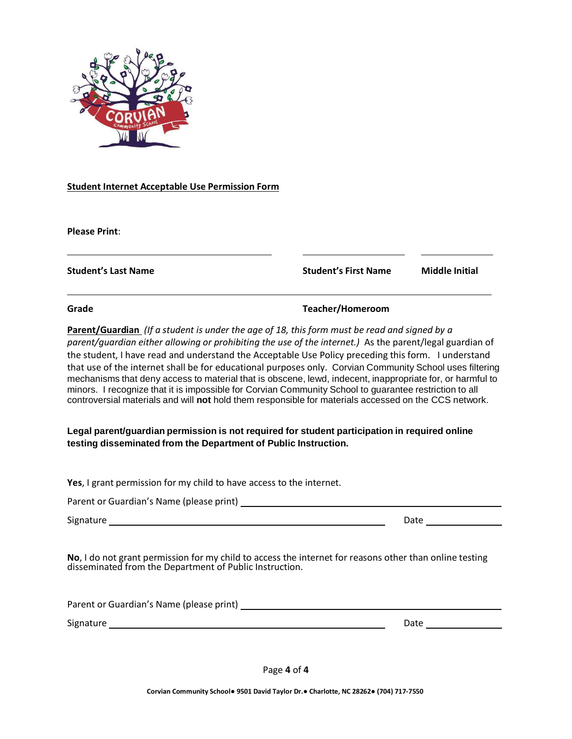## Student Internet Acceptable Use Permission Form

**Please Print**:

| **Student's Last Name** | **Student's First Name** | **Middle Initial** |
|---|---|---|
| | | |

| **Grade** | **Teacher/Homeroom** |
|---|---|
| | |

**Parent/Guardian** *(If a student is under the age of 18, this form must be read and signed by a parent/guardian either allowing or prohibiting the use of the internet.)* As the parent/legal guardian of the student, I have read and understand the Acceptable Use Policy preceding this form. I understand that use of the internet shall be for educational purposes only. Corvian Community School uses filtering mechanisms that deny access to material that is obscene, lewd, indecent, inappropriate for, or harmful to minors. I recognize that it is impossible for Corvian Community School to guarantee restriction to all controversial materials and will **not** hold them responsible for materials accessed on the CCS network.

**Legal parent/guardian permission is not required for student participation in required online testing disseminated from the Department of Public Instruction.**

**Yes**, I grant permission for my child to have access to the internet.

Parent or Guardian's Name (please print) ______________________________

Signature ______________________________ Date ______________

**No**, I do not grant permission for my child to access the internet for reasons other than online testing disseminated from the Department of Public Instruction.

Parent or Guardian's Name (please print) ______________________________

Signature ______________________________ Date ______________

**Corvian Community School● 9501 David Taylor Dr.● Charlotte, NC 28262● (704) 717-7550**